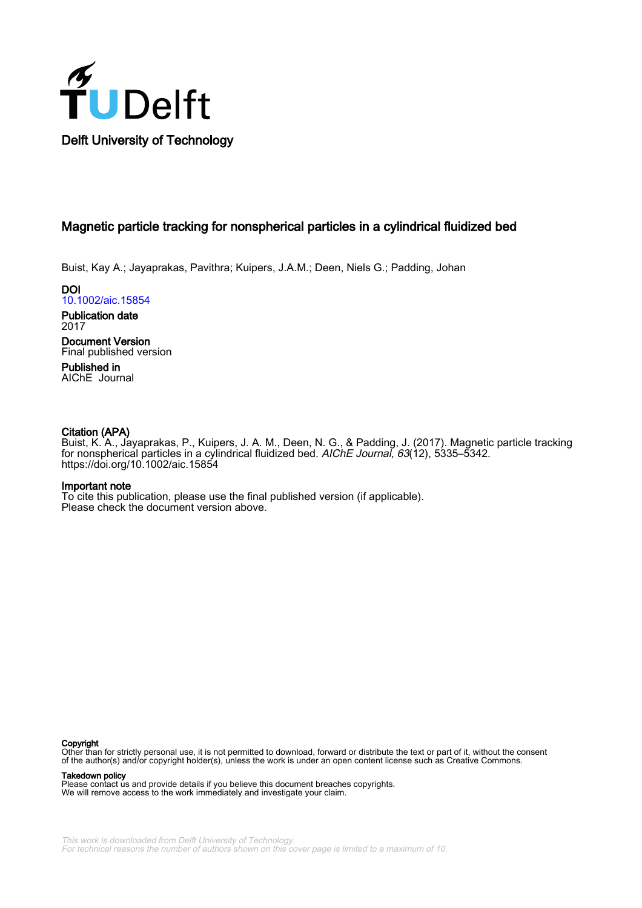Delft University of Technology

# Magnetic particle tracking for nonspherical particles in a cylindrical fluidized bed

Buist, Kay A.; Jayaprakas, Pavithra; Kuipers, J.A.M.; Deen, Niels G.; Padding, Johan

**DOI**
10.1002/aic.15854

**Publication date**
2017

**Document Version**
Final published version

**Published in**
AIChE Journal

**Citation (APA)**
Buist, K. A., Jayaprakas, P., Kuipers, J. A. M., Deen, N. G., & Padding, J. (2017). Magnetic particle tracking for nonspherical particles in a cylindrical fluidized bed. *AIChE Journal*, *63*(12), 5335–5342. https://doi.org/10.1002/aic.15854

**Important note**
To cite this publication, please use the final published version (if applicable). Please check the document version above.

**Copyright**
Other than for strictly personal use, it is not permitted to download, forward or distribute the text or part of it, without the consent of the author(s) and/or copyright holder(s), unless the work is under an open content license such as Creative Commons.

**Takedown policy**
Please contact us and provide details if you believe this document breaches copyrights. We will remove access to the work immediately and investigate your claim.

This work is downloaded from Delft University of Technology. For technical reasons the number of authors shown on this cover page is limited to a maximum of 10.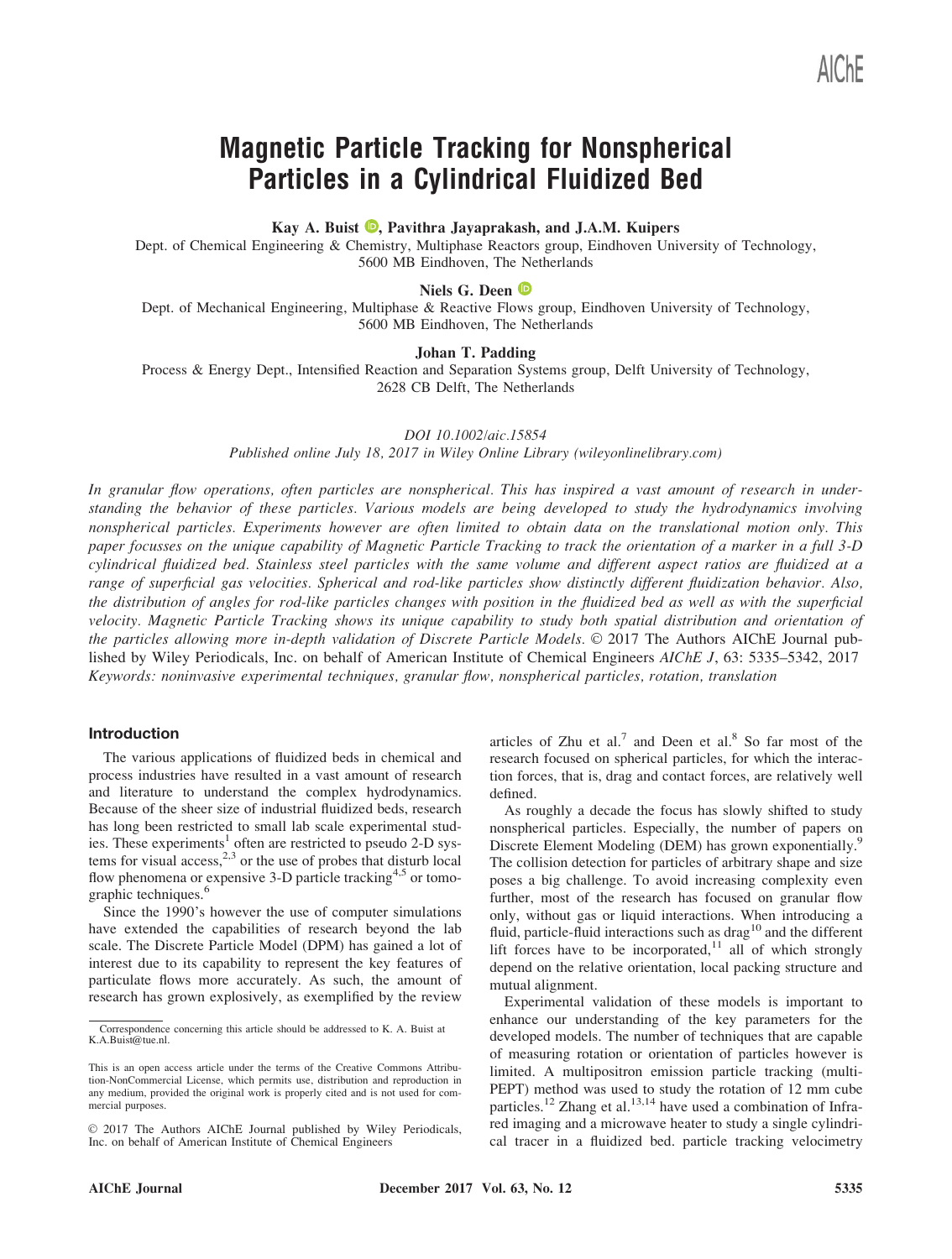# Magnetic Particle Tracking for Nonspherical Particles in a Cylindrical Fluidized Bed

**Kay A. Buist, Pavithra Jayaprakash, and J.A.M. Kuipers**

Dept. of Chemical Engineering & Chemistry, Multiphase Reactors group, Eindhoven University of Technology, 5600 MB Eindhoven, The Netherlands

**Niels G. Deen**

Dept. of Mechanical Engineering, Multiphase & Reactive Flows group, Eindhoven University of Technology, 5600 MB Eindhoven, The Netherlands

**Johan T. Padding**

Process & Energy Dept., Intensified Reaction and Separation Systems group, Delft University of Technology, 2628 CB Delft, The Netherlands

*DOI 10.1002/aic.15854*

*Published online July 18, 2017 in Wiley Online Library (wileyonlinelibrary.com)*

*In granular flow operations, often particles are nonspherical. This has inspired a vast amount of research in understanding the behavior of these particles. Various models are being developed to study the hydrodynamics involving nonspherical particles. Experiments however are often limited to obtain data on the translational motion only. This paper focusses on the unique capability of Magnetic Particle Tracking to track the orientation of a marker in a full 3-D cylindrical fluidized bed. Stainless steel particles with the same volume and different aspect ratios are fluidized at a range of superficial gas velocities. Spherical and rod-like particles show distinctly different fluidization behavior. Also, the distribution of angles for rod-like particles changes with position in the fluidized bed as well as with the superficial velocity. Magnetic Particle Tracking shows its unique capability to study both spatial distribution and orientation of the particles allowing more in-depth validation of Discrete Particle Models.* © 2017 The Authors AIChE Journal published by Wiley Periodicals, Inc. on behalf of American Institute of Chemical Engineers *AIChE J*, 63: 5335–5342, 2017

*Keywords: noninvasive experimental techniques, granular flow, nonspherical particles, rotation, translation*

## Introduction

The various applications of fluidized beds in chemical and process industries have resulted in a vast amount of research and literature to understand the complex hydrodynamics. Because of the sheer size of industrial fluidized beds, research has long been restricted to small lab scale experimental studies. These experiments[1] often are restricted to pseudo 2-D systems for visual access,[2,3] or the use of probes that disturb local flow phenomena or expensive 3-D particle tracking[4,5] or tomographic techniques.[6]

Since the 1990's however the use of computer simulations have extended the capabilities of research beyond the lab scale. The Discrete Particle Model (DPM) has gained a lot of interest due to its capability to represent the key features of particulate flows more accurately. As such, the amount of research has grown explosively, as exemplified by the review articles of Zhu et al.[7] and Deen et al.[8] So far most of the research focused on spherical particles, for which the interaction forces, that is, drag and contact forces, are relatively well defined.

As roughly a decade the focus has slowly shifted to study nonspherical particles. Especially, the number of papers on Discrete Element Modeling (DEM) has grown exponentially.[9] The collision detection for particles of arbitrary shape and size poses a big challenge. To avoid increasing complexity even further, most of the research has focused on granular flow only, without gas or liquid interactions. When introducing a fluid, particle-fluid interactions such as drag[10] and the different lift forces have to be incorporated,[11] all of which strongly depend on the relative orientation, local packing structure and mutual alignment.

Experimental validation of these models is important to enhance our understanding of the key parameters for the developed models. The number of techniques that are capable of measuring rotation or orientation of particles however is limited. A multipositron emission particle tracking (multi-PEPT) method was used to study the rotation of 12 mm cube particles.[12] Zhang et al.[13,14] have used a combination of Infrared imaging and a microwave heater to study a single cylindrical tracer in a fluidized bed. particle tracking velocimetry

Correspondence concerning this article should be addressed to K. A. Buist at K.A.Buist@tue.nl.

This is an open access article under the terms of the Creative Commons Attribution-NonCommercial License, which permits use, distribution and reproduction in any medium, provided the original work is properly cited and is not used for commercial purposes.

© 2017 The Authors AIChE Journal published by Wiley Periodicals, Inc. on behalf of American Institute of Chemical Engineers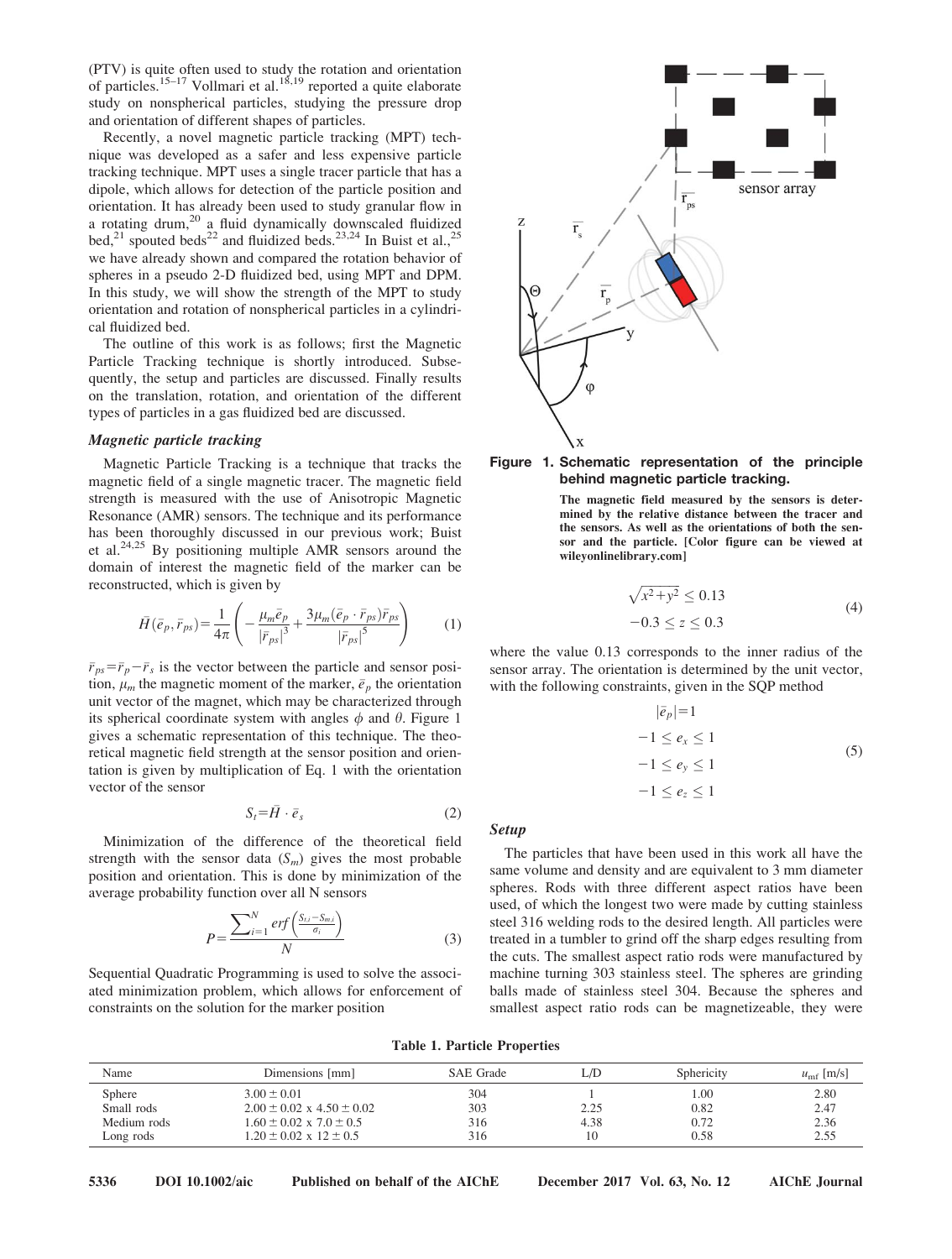(PTV) is quite often used to study the rotation and orientation of particles.[15–17] Vollmari et al.[18,19] reported a quite elaborate study on nonspherical particles, studying the pressure drop and orientation of different shapes of particles.

Recently, a novel magnetic particle tracking (MPT) technique was developed as a safer and less expensive particle tracking technique. MPT uses a single tracer particle that has a dipole, which allows for detection of the particle position and orientation. It has already been used to study granular flow in a rotating drum,[20] a fluid dynamically downscaled fluidized bed,[21] spouted beds[22] and fluidized beds.[23,24] In Buist et al.,[25] we have already shown and compared the rotation behavior of spheres in a pseudo 2-D fluidized bed, using MPT and DPM. In this study, we will show the strength of the MPT to study orientation and rotation of nonspherical particles in a cylindrical fluidized bed.

The outline of this work is as follows; first the Magnetic Particle Tracking technique is shortly introduced. Subsequently, the setup and particles are discussed. Finally results on the translation, rotation, and orientation of the different types of particles in a gas fluidized bed are discussed.

### *Magnetic particle tracking*

Magnetic Particle Tracking is a technique that tracks the magnetic field of a single magnetic tracer. The magnetic field strength is measured with the use of Anisotropic Magnetic Resonance (AMR) sensors. The technique and its performance has been thoroughly discussed in our previous work; Buist et al.[24,25] By positioning multiple AMR sensors around the domain of interest the magnetic field of the marker can be reconstructed, which is given by

$$\bar{H}(\bar{e}_p, \bar{r}_{ps}) = \frac{1}{4\pi}\left(-\frac{\mu_m \bar{e}_p}{|\bar{r}_{ps}|^3} + \frac{3\mu_m(\bar{e}_p \cdot \bar{r}_{ps})\bar{r}_{ps}}{|\bar{r}_{ps}|^5}\right) \tag{1}$$

$\bar{r}_{ps} = \bar{r}_p - \bar{r}_s$ is the vector between the particle and sensor position, $\mu_m$ the magnetic moment of the marker, $\bar{e}_p$ the orientation unit vector of the magnet, which may be characterized through its spherical coordinate system with angles $\phi$ and $\theta$. Figure 1 gives a schematic representation of this technique. The theoretical magnetic field strength at the sensor position and orientation is given by multiplication of Eq. 1 with the orientation vector of the sensor

$$S_t = \bar{H} \cdot \bar{e}_s \tag{2}$$

Minimization of the difference of the theoretical field strength with the sensor data ($S_m$) gives the most probable position and orientation. This is done by minimization of the average probability function over all N sensors

$$P = \frac{\sum_{i=1}^{N} erf\left(\frac{S_{t,i} - S_{m,i}}{\sigma_i}\right)}{N} \tag{3}$$

Sequential Quadratic Programming is used to solve the associated minimization problem, which allows for enforcement of constraints on the solution for the marker position

**Figure 1. Schematic representation of the principle behind magnetic particle tracking.**

**The magnetic field measured by the sensors is determined by the relative distance between the tracer and the sensors. As well as the orientations of both the sensor and the particle. [Color figure can be viewed at wileyonlinelibrary.com]**

$$\begin{aligned} \sqrt{x^2+y^2} &\leq 0.13 \\ -0.3 \leq z &\leq 0.3 \end{aligned} \tag{4}$$

where the value 0.13 corresponds to the inner radius of the sensor array. The orientation is determined by the unit vector, with the following constraints, given in the SQP method

$$\begin{aligned} |\bar{e}_p| &= 1 \\ -1 \leq e_x &\leq 1 \\ -1 \leq e_y &\leq 1 \\ -1 \leq e_z &\leq 1 \end{aligned} \tag{5}$$

### *Setup*

The particles that have been used in this work all have the same volume and density and are equivalent to 3 mm diameter spheres. Rods with three different aspect ratios have been used, of which the longest two were made by cutting stainless steel 316 welding rods to the desired length. All particles were treated in a tumbler to grind off the sharp edges resulting from the cuts. The smallest aspect ratio rods were manufactured by machine turning 303 stainless steel. The spheres are grinding balls made of stainless steel 304. Because the spheres and smallest aspect ratio rods can be magnetizeable, they were

**Table 1. Particle Properties**

| Name | Dimensions [mm] | SAE Grade | L/D | Sphericity | $u_{mf}$ [m/s] |
|---|---|---|---|---|---|
| Sphere | $3.00 \pm 0.01$ | 304 | 1 | 1.00 | 2.80 |
| Small rods | $2.00 \pm 0.02$ x $4.50 \pm 0.02$ | 303 | 2.25 | 0.82 | 2.47 |
| Medium rods | $1.60 \pm 0.02$ x $7.0 \pm 0.5$ | 316 | 4.38 | 0.72 | 2.36 |
| Long rods | $1.20 \pm 0.02$ x $12 \pm 0.5$ | 316 | 10 | 0.58 | 2.55 |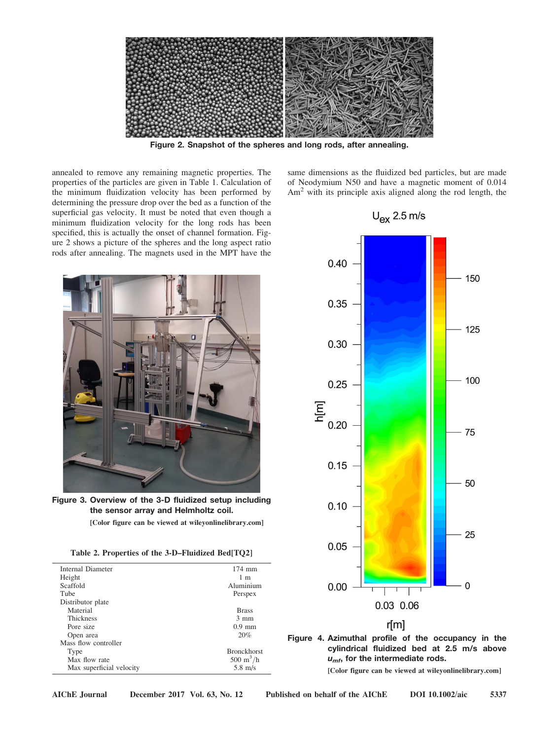Figure 2. Snapshot of the spheres and long rods, after annealing.

annealed to remove any remaining magnetic properties. The properties of the particles are given in Table 1. Calculation of the minimum fluidization velocity has been performed by determining the pressure drop over the bed as a function of the superficial gas velocity. It must be noted that even though a minimum fluidization velocity for the long rods has been specified, this is actually the onset of channel formation. Figure 2 shows a picture of the spheres and the long aspect ratio rods after annealing. The magnets used in the MPT have the same dimensions as the fluidized bed particles, but are made of Neodymium N50 and have a magnetic moment of 0.014 $Am^2$ with its principle axis aligned along the rod length, the

Figure 3. Overview of the 3-D fluidized setup including the sensor array and Helmholtz coil.

[Color figure can be viewed at wileyonlinelibrary.com]

Table 2. Properties of the 3-D–Fluidized Bed[TQ2]

| | |
|---|---|
| Internal Diameter | 174 mm |
| Height | 1 m |
| Scaffold | Aluminium |
| Tube | Perspex |
| Distributor plate | |
| Material | Brass |
| Thickness | 3 mm |
| Pore size | 0.9 mm |
| Open area | 20% |
| Mass flow controller | |
| Type | Bronckhorst |
| Max flow rate | 500 $m^3$/h |
| Max superficial velocity | 5.8 m/s |

Figure 4. Azimuthal profile of the occupancy in the cylindrical fluidized bed at 2.5 m/s above $u_{mf}$, for the intermediate rods.

[Color figure can be viewed at wileyonlinelibrary.com]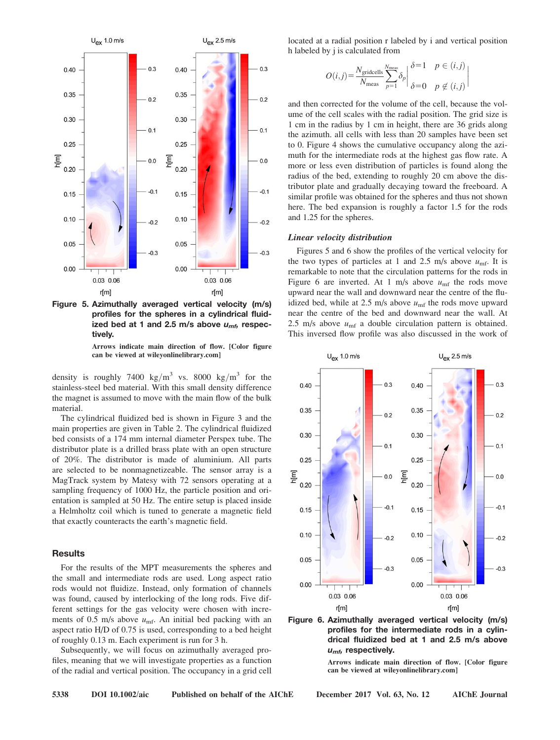Figure 5. Azimuthally averaged vertical velocity (m/s) profiles for the spheres in a cylindrical fluidized bed at 1 and 2.5 m/s above $u_{mf}$, respectively.

Arrows indicate main direction of flow. [Color figure can be viewed at wileyonlinelibrary.com]

density is roughly 7400 kg/m$^3$ vs. 8000 kg/m$^3$ for the stainless-steel bed material. With this small density difference the magnet is assumed to move with the main flow of the bulk material.

The cylindrical fluidized bed is shown in Figure 3 and the main properties are given in Table 2. The cylindrical fluidized bed consists of a 174 mm internal diameter Perspex tube. The distributor plate is a drilled brass plate with an open structure of 20%. The distributor is made of aluminium. All parts are selected to be nonmagnetizeable. The sensor array is a MagTrack system by Matesy with 72 sensors operating at a sampling frequency of 1000 Hz, the particle position and orientation is sampled at 50 Hz. The entire setup is placed inside a Helmholtz coil which is tuned to generate a magnetic field that exactly counteracts the earth's magnetic field.

## Results

For the results of the MPT measurements the spheres and the small and intermediate rods are used. Long aspect ratio rods would not fluidize. Instead, only formation of channels was found, caused by interlocking of the long rods. Five different settings for the gas velocity were chosen with increments of 0.5 m/s above $u_{mf}$. An initial bed packing with an aspect ratio H/D of 0.75 is used, corresponding to a bed height of roughly 0.13 m. Each experiment is run for 3 h.

Subsequently, we will focus on azimuthally averaged profiles, meaning that we will investigate properties as a function of the radial and vertical position. The occupancy in a grid cell located at a radial position r labeled by i and vertical position h labeled by j is calculated from

$$O(i,j)=\frac{N_{\text{gridcells}}}{N_{\text{meas}}}\sum_{p=1}^{N_{\text{meas}}}\delta_p\left|\begin{matrix}\delta=1 & p\in(i,j)\\ \delta=0 & p\notin(i,j)\end{matrix}\right|$$

and then corrected for the volume of the cell, because the volume of the cell scales with the radial position. The grid size is 1 cm in the radius by 1 cm in height, there are 36 grids along the azimuth. all cells with less than 20 samples have been set to 0. Figure 4 shows the cumulative occupancy along the azimuth for the intermediate rods at the highest gas flow rate. A more or less even distribution of particles is found along the radius of the bed, extending to roughly 20 cm above the distributor plate and gradually decaying toward the freeboard. A similar profile was obtained for the spheres and thus not shown here. The bed expansion is roughly a factor 1.5 for the rods and 1.25 for the spheres.

### *Linear velocity distribution*

Figures 5 and 6 show the profiles of the vertical velocity for the two types of particles at 1 and 2.5 m/s above $u_{mf}$. It is remarkable to note that the circulation patterns for the rods in Figure 6 are inverted. At 1 m/s above $u_{mf}$ the rods move upward near the wall and downward near the centre of the fluidized bed, while at 2.5 m/s above $u_{mf}$ the rods move upward near the centre of the bed and downward near the wall. At 2.5 m/s above $u_{mf}$ a double circulation pattern is obtained. This inversed flow profile was also discussed in the work of

Figure 6. Azimuthally averaged vertical velocity (m/s) profiles for the intermediate rods in a cylindrical fluidized bed at 1 and 2.5 m/s above $u_{mf}$, respectively.

Arrows indicate main direction of flow. [Color figure can be viewed at wileyonlinelibrary.com]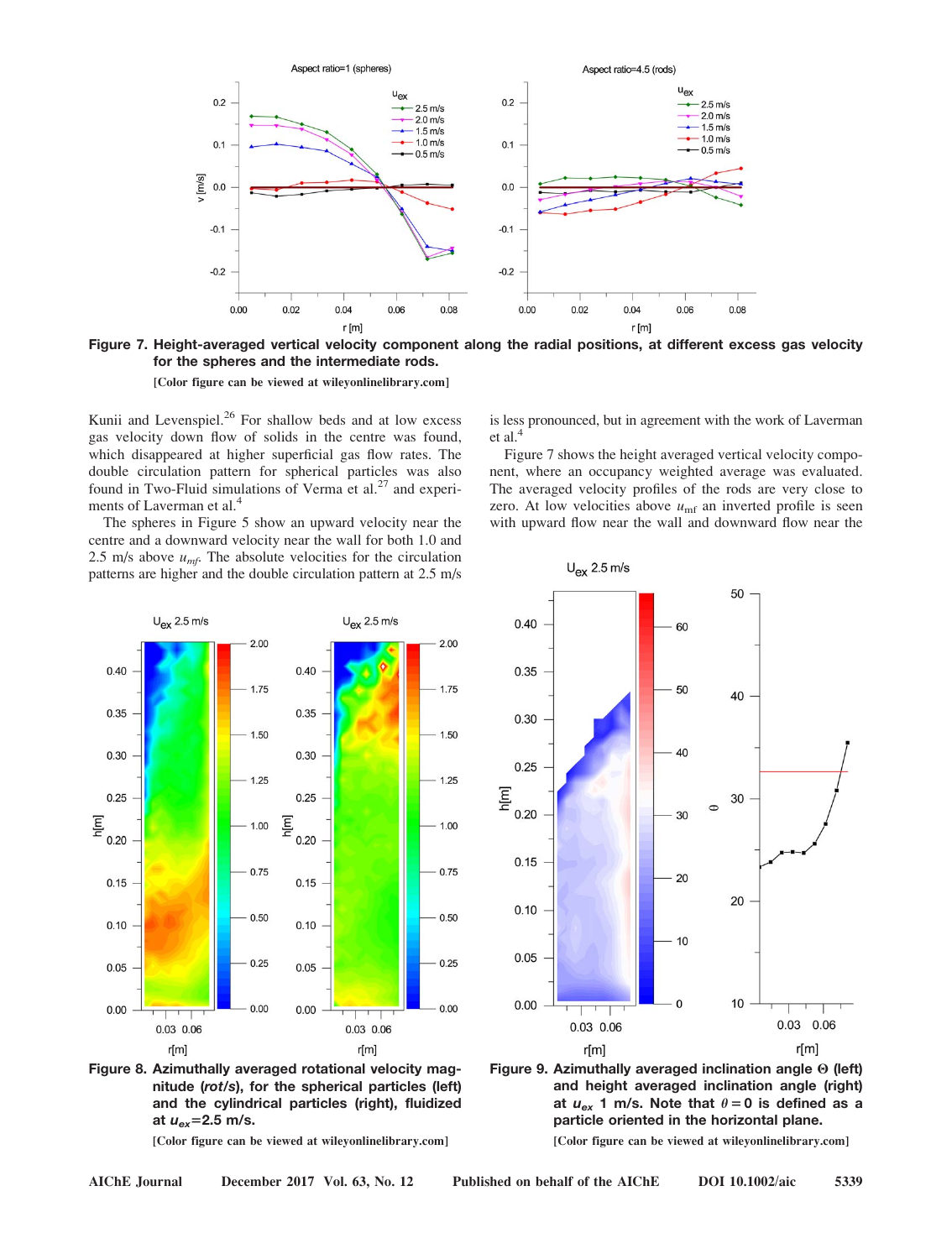Figure 7. Height-averaged vertical velocity component along the radial positions, at different excess gas velocity for the spheres and the intermediate rods.

[Color figure can be viewed at wileyonlinelibrary.com]

Kunii and Levenspiel.[26] For shallow beds and at low excess gas velocity down flow of solids in the centre was found, which disappeared at higher superficial gas flow rates. The double circulation pattern for spherical particles was also found in Two-Fluid simulations of Verma et al.[27] and experiments of Laverman et al.[4]

The spheres in Figure 5 show an upward velocity near the centre and a downward velocity near the wall for both 1.0 and 2.5 m/s above $u_{mf}$. The absolute velocities for the circulation patterns are higher and the double circulation pattern at 2.5 m/s is less pronounced, but in agreement with the work of Laverman et al.[4]

Figure 7 shows the height averaged vertical velocity component, where an occupancy weighted average was evaluated. The averaged velocity profiles of the rods are very close to zero. At low velocities above $u_{mf}$ an inverted profile is seen with upward flow near the wall and downward flow near the

Figure 8. Azimuthally averaged rotational velocity magnitude (*rot/s*), for the spherical particles (left) and the cylindrical particles (right), fluidized at $u_{ex}$=2.5 m/s.

[Color figure can be viewed at wileyonlinelibrary.com]

Figure 9. Azimuthally averaged inclination angle Θ (left) and height averaged inclination angle (right) at $u_{ex}$ 1 m/s. Note that $\theta = 0$ is defined as a particle oriented in the horizontal plane.

[Color figure can be viewed at wileyonlinelibrary.com]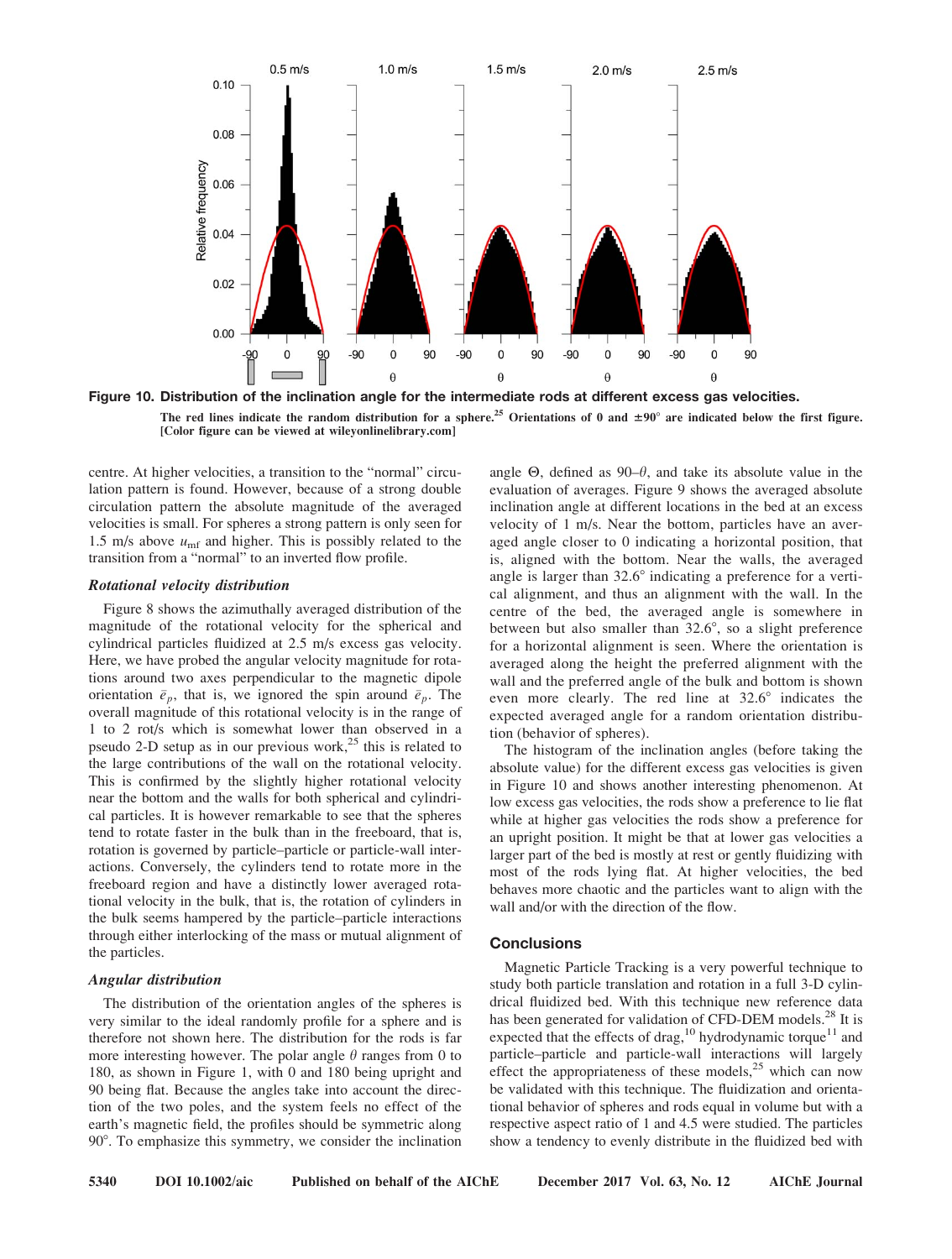**Figure 10. Distribution of the inclination angle for the intermediate rods at different excess gas velocities.**

The red lines indicate the random distribution for a sphere.[25] Orientations of 0 and ±90° are indicated below the first figure. [Color figure can be viewed at wileyonlinelibrary.com]

centre. At higher velocities, a transition to the "normal" circulation pattern is found. However, because of a strong double circulation pattern the absolute magnitude of the averaged velocities is small. For spheres a strong pattern is only seen for 1.5 m/s above $u_{mf}$ and higher. This is possibly related to the transition from a "normal" to an inverted flow profile.

### *Rotational velocity distribution*

Figure 8 shows the azimuthally averaged distribution of the magnitude of the rotational velocity for the spherical and cylindrical particles fluidized at 2.5 m/s excess gas velocity. Here, we have probed the angular velocity magnitude for rotations around two axes perpendicular to the magnetic dipole orientation $\bar{e}_p$, that is, we ignored the spin around $\bar{e}_p$. The overall magnitude of this rotational velocity is in the range of 1 to 2 rot/s which is somewhat lower than observed in a pseudo 2-D setup as in our previous work,[25] this is related to the large contributions of the wall on the rotational velocity. This is confirmed by the slightly higher rotational velocity near the bottom and the walls for both spherical and cylindrical particles. It is however remarkable to see that the spheres tend to rotate faster in the bulk than in the freeboard, that is, rotation is governed by particle–particle or particle-wall interactions. Conversely, the cylinders tend to rotate more in the freeboard region and have a distinctly lower averaged rotational velocity in the bulk, that is, the rotation of cylinders in the bulk seems hampered by the particle–particle interactions through either interlocking of the mass or mutual alignment of the particles.

### *Angular distribution*

The distribution of the orientation angles of the spheres is very similar to the ideal randomly profile for a sphere and is therefore not shown here. The distribution for the rods is far more interesting however. The polar angle $\theta$ ranges from 0 to 180, as shown in Figure 1, with 0 and 180 being upright and 90 being flat. Because the angles take into account the direction of the two poles, and the system feels no effect of the earth's magnetic field, the profiles should be symmetric along 90°. To emphasize this symmetry, we consider the inclination angle $\Theta$, defined as 90–$\theta$, and take its absolute value in the evaluation of averages. Figure 9 shows the averaged absolute inclination angle at different locations in the bed at an excess velocity of 1 m/s. Near the bottom, particles have an averaged angle closer to 0 indicating a horizontal position, that is, aligned with the bottom. Near the walls, the averaged angle is larger than 32.6° indicating a preference for a vertical alignment, and thus an alignment with the wall. In the centre of the bed, the averaged angle is somewhere in between but also smaller than 32.6°, so a slight preference for a horizontal alignment is seen. Where the orientation is averaged along the height the preferred alignment with the wall and the preferred angle of the bulk and bottom is shown even more clearly. The red line at 32.6° indicates the expected averaged angle for a random orientation distribution (behavior of spheres).

The histogram of the inclination angles (before taking the absolute value) for the different excess gas velocities is given in Figure 10 and shows another interesting phenomenon. At low excess gas velocities, the rods show a preference to lie flat while at higher gas velocities the rods show a preference for an upright position. It might be that at lower gas velocities a larger part of the bed is mostly at rest or gently fluidizing with most of the rods lying flat. At higher velocities, the bed behaves more chaotic and the particles want to align with the wall and/or with the direction of the flow.

## Conclusions

Magnetic Particle Tracking is a very powerful technique to study both particle translation and rotation in a full 3-D cylindrical fluidized bed. With this technique new reference data has been generated for validation of CFD-DEM models.[28] It is expected that the effects of drag,[10] hydrodynamic torque[11] and particle–particle and particle-wall interactions will largely effect the appropriateness of these models,[25] which can now be validated with this technique. The fluidization and orientational behavior of spheres and rods equal in volume but with a respective aspect ratio of 1 and 4.5 were studied. The particles show a tendency to evenly distribute in the fluidized bed with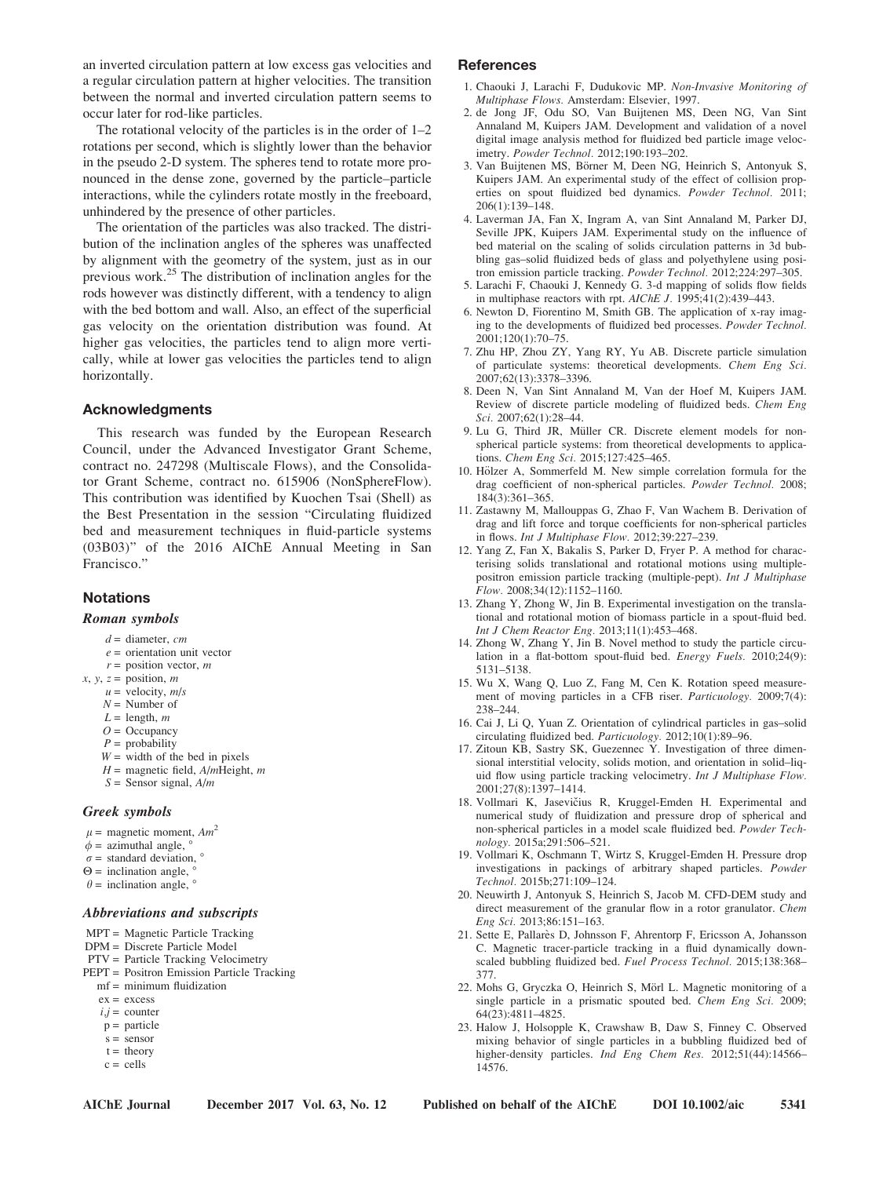an inverted circulation pattern at low excess gas velocities and a regular circulation pattern at higher velocities. The transition between the normal and inverted circulation pattern seems to occur later for rod-like particles.

The rotational velocity of the particles is in the order of 1–2 rotations per second, which is slightly lower than the behavior in the pseudo 2-D system. The spheres tend to rotate more pronounced in the dense zone, governed by the particle–particle interactions, while the cylinders rotate mostly in the freeboard, unhindered by the presence of other particles.

The orientation of the particles was also tracked. The distribution of the inclination angles of the spheres was unaffected by alignment with the geometry of the system, just as in our previous work.[25] The distribution of inclination angles for the rods however was distinctly different, with a tendency to align with the bed bottom and wall. Also, an effect of the superficial gas velocity on the orientation distribution was found. At higher gas velocities, the particles tend to align more vertically, while at lower gas velocities the particles tend to align horizontally.

## Acknowledgments

This research was funded by the European Research Council, under the Advanced Investigator Grant Scheme, contract no. 247298 (Multiscale Flows), and the Consolidator Grant Scheme, contract no. 615906 (NonSphereFlow). This contribution was identified by Kuochen Tsai (Shell) as the Best Presentation in the session "Circulating fluidized bed and measurement techniques in fluid-particle systems (03B03)" of the 2016 AIChE Annual Meeting in San Francisco."

## Notations

### Roman symbols

- $d$ = diameter, *cm*
- $e$ = orientation unit vector
- $r$ = position vector, *m*
- $x$, $y$, $z$ = position, *m*
- $u$ = velocity, *m/s*
- $N$ = Number of
- $L$ = length, *m*
- $O$ = Occupancy
- $P$ = probability
- $W$ = width of the bed in pixels
- $H$ = magnetic field, *A/m*Height, *m*
- $S$ = Sensor signal, *A/m*

### Greek symbols

- $\mu$ = magnetic moment, $Am^2$
- $\phi$ = azimuthal angle, °
- $\sigma$ = standard deviation, °
- $\Theta$ = inclination angle, °
- $\theta$ = inclination angle, °

### Abbreviations and subscripts

- MPT = Magnetic Particle Tracking
- DPM = Discrete Particle Model
- PTV = Particle Tracking Velocimetry
- PEPT = Positron Emission Particle Tracking
- mf = minimum fluidization
- ex = excess
- $i$,$j$ = counter
- p = particle
- s = sensor
- t = theory
- c = cells

## References

1. Chaouki J, Larachi F, Dudukovic MP. *Non-Invasive Monitoring of Multiphase Flows.* Amsterdam: Elsevier, 1997.
2. de Jong JF, Odu SO, Van Buijtenen MS, Deen NG, Van Sint Annaland M, Kuipers JAM. Development and validation of a novel digital image analysis method for fluidized bed particle image velocimetry. *Powder Technol.* 2012;190:193–202.
3. Van Buijtenen MS, Börner M, Deen NG, Heinrich S, Antonyuk S, Kuipers JAM. An experimental study of the effect of collision properties on spout fluidized bed dynamics. *Powder Technol.* 2011; 206(1):139–148.
4. Laverman JA, Fan X, Ingram A, van Sint Annaland M, Parker DJ, Seville JPK, Kuipers JAM. Experimental study on the influence of bed material on the scaling of solids circulation patterns in 3d bubbling gas–solid fluidized beds of glass and polyethylene using positron emission particle tracking. *Powder Technol.* 2012;224:297–305.
5. Larachi F, Chaouki J, Kennedy G. 3-d mapping of solids flow fields in multiphase reactors with rpt. *AIChE J.* 1995;41(2):439–443.
6. Newton D, Fiorentino M, Smith GB. The application of x-ray imaging to the developments of fluidized bed processes. *Powder Technol.* 2001;120(1):70–75.
7. Zhu HP, Zhou ZY, Yang RY, Yu AB. Discrete particle simulation of particulate systems: theoretical developments. *Chem Eng Sci.* 2007;62(13):3378–3396.
8. Deen N, Van Sint Annaland M, Van der Hoef M, Kuipers JAM. Review of discrete particle modeling of fluidized beds. *Chem Eng Sci.* 2007;62(1):28–44.
9. Lu G, Third JR, Müller CR. Discrete element models for non-spherical particle systems: from theoretical developments to applications. *Chem Eng Sci.* 2015;127:425–465.
10. Hölzer A, Sommerfeld M. New simple correlation formula for the drag coefficient of non-spherical particles. *Powder Technol.* 2008; 184(3):361–365.
11. Zastawny M, Mallouppas G, Zhao F, Van Wachem B. Derivation of drag and lift force and torque coefficients for non-spherical particles in flows. *Int J Multiphase Flow.* 2012;39:227–239.
12. Yang Z, Fan X, Bakalis S, Parker D, Fryer P. A method for characterising solids translational and rotational motions using multiple-positron emission particle tracking (multiple-pept). *Int J Multiphase Flow.* 2008;34(12):1152–1160.
13. Zhang Y, Zhong W, Jin B. Experimental investigation on the translational and rotational motion of biomass particle in a spout-fluid bed. *Int J Chem Reactor Eng.* 2013;11(1):453–468.
14. Zhong W, Zhang Y, Jin B. Novel method to study the particle circulation in a flat-bottom spout-fluid bed. *Energy Fuels.* 2010;24(9): 5131–5138.
15. Wu X, Wang Q, Luo Z, Fang M, Cen K. Rotation speed measurement of moving particles in a CFB riser. *Particuology.* 2009;7(4): 238–244.
16. Cai J, Li Q, Yuan Z. Orientation of cylindrical particles in gas–solid circulating fluidized bed. *Particuology.* 2012;10(1):89–96.
17. Zitoun KB, Sastry SK, Guezennec Y. Investigation of three dimensional interstitial velocity, solids motion, and orientation in solid–liquid flow using particle tracking velocimetry. *Int J Multiphase Flow.* 2001;27(8):1397–1414.
18. Vollmari K, Jasevičius R, Kruggel-Emden H. Experimental and numerical study of fluidization and pressure drop of spherical and non-spherical particles in a model scale fluidized bed. *Powder Technology.* 2015a;291:506–521.
19. Vollmari K, Oschmann T, Wirtz S, Kruggel-Emden H. Pressure drop investigations in packings of arbitrary shaped particles. *Powder Technol.* 2015b;271:109–124.
20. Neuwirth J, Antonyuk S, Heinrich S, Jacob M. CFD-DEM study and direct measurement of the granular flow in a rotor granulator. *Chem Eng Sci.* 2013;86:151–163.
21. Sette E, Pallarès D, Johnsson F, Ahrentorp F, Ericsson A, Johansson C. Magnetic tracer-particle tracking in a fluid dynamically down-scaled bubbling fluidized bed. *Fuel Process Technol.* 2015;138:368–377.
22. Mohs G, Gryczka O, Heinrich S, Mörl L. Magnetic monitoring of a single particle in a prismatic spouted bed. *Chem Eng Sci.* 2009; 64(23):4811–4825.
23. Halow J, Holsopple K, Crawshaw B, Daw S, Finney C. Observed mixing behavior of single particles in a bubbling fluidized bed of higher-density particles. *Ind Eng Chem Res.* 2012;51(44):14566–14576.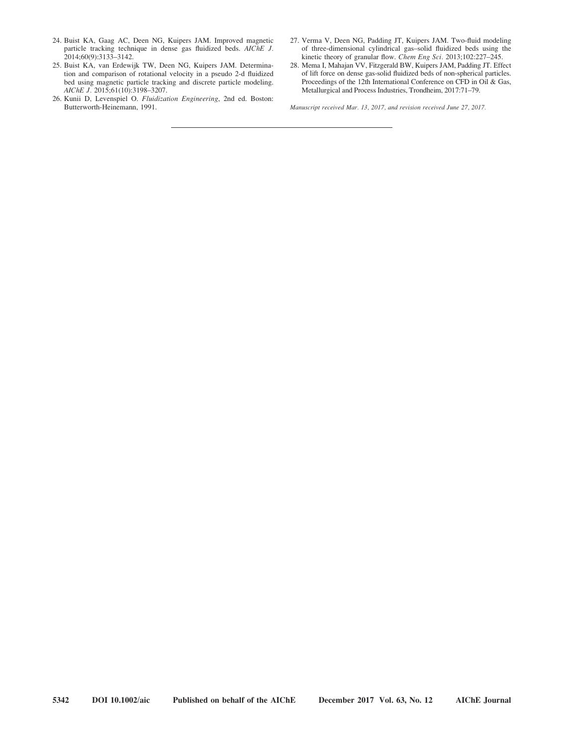24. Buist KA, Gaag AC, Deen NG, Kuipers JAM. Improved magnetic particle tracking technique in dense gas fluidized beds. *AIChE J.* 2014;60(9):3133–3142.
25. Buist KA, van Erdewijk TW, Deen NG, Kuipers JAM. Determination and comparison of rotational velocity in a pseudo 2-d fluidized bed using magnetic particle tracking and discrete particle modeling. *AIChE J*. 2015;61(10):3198–3207.
26. Kunii D, Levenspiel O. *Fluidization Engineering*, 2nd ed. Boston: Butterworth-Heinemann, 1991.
27. Verma V, Deen NG, Padding JT, Kuipers JAM. Two-fluid modeling of three-dimensional cylindrical gas–solid fluidized beds using the kinetic theory of granular flow. *Chem Eng Sci*. 2013;102:227–245.
28. Mema I, Mahajan VV, Fitzgerald BW, Kuipers JAM, Padding JT. Effect of lift force on dense gas-solid fluidized beds of non-spherical particles. Proceedings of the 12th International Conference on CFD in Oil & Gas, Metallurgical and Process Industries, Trondheim, 2017:71–79.

*Manuscript received Mar. 13, 2017, and revision received June 27, 2017.*